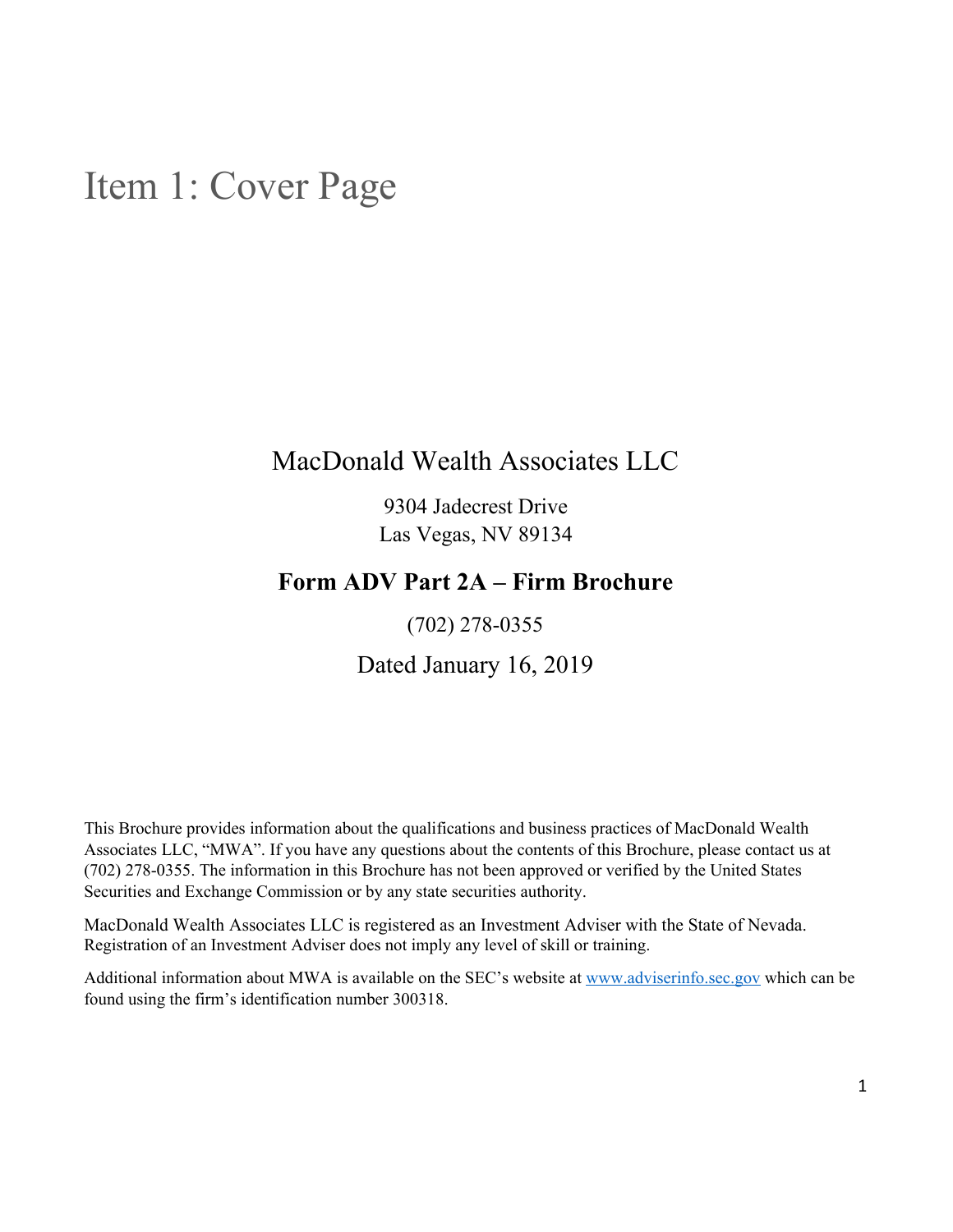# Item 1: Cover Page

MacDonald Wealth Associates LLC

9304 Jadecrest Drive
Las Vegas, NV 89134

**Form ADV Part 2A – Firm Brochure**

(702) 278-0355

Dated January 16, 2019

This Brochure provides information about the qualifications and business practices of MacDonald Wealth Associates LLC, "MWA". If you have any questions about the contents of this Brochure, please contact us at (702) 278-0355. The information in this Brochure has not been approved or verified by the United States Securities and Exchange Commission or by any state securities authority.

MacDonald Wealth Associates LLC is registered as an Investment Adviser with the State of Nevada. Registration of an Investment Adviser does not imply any level of skill or training.

Additional information about MWA is available on the SEC's website at www.adviserinfo.sec.gov which can be found using the firm's identification number 300318.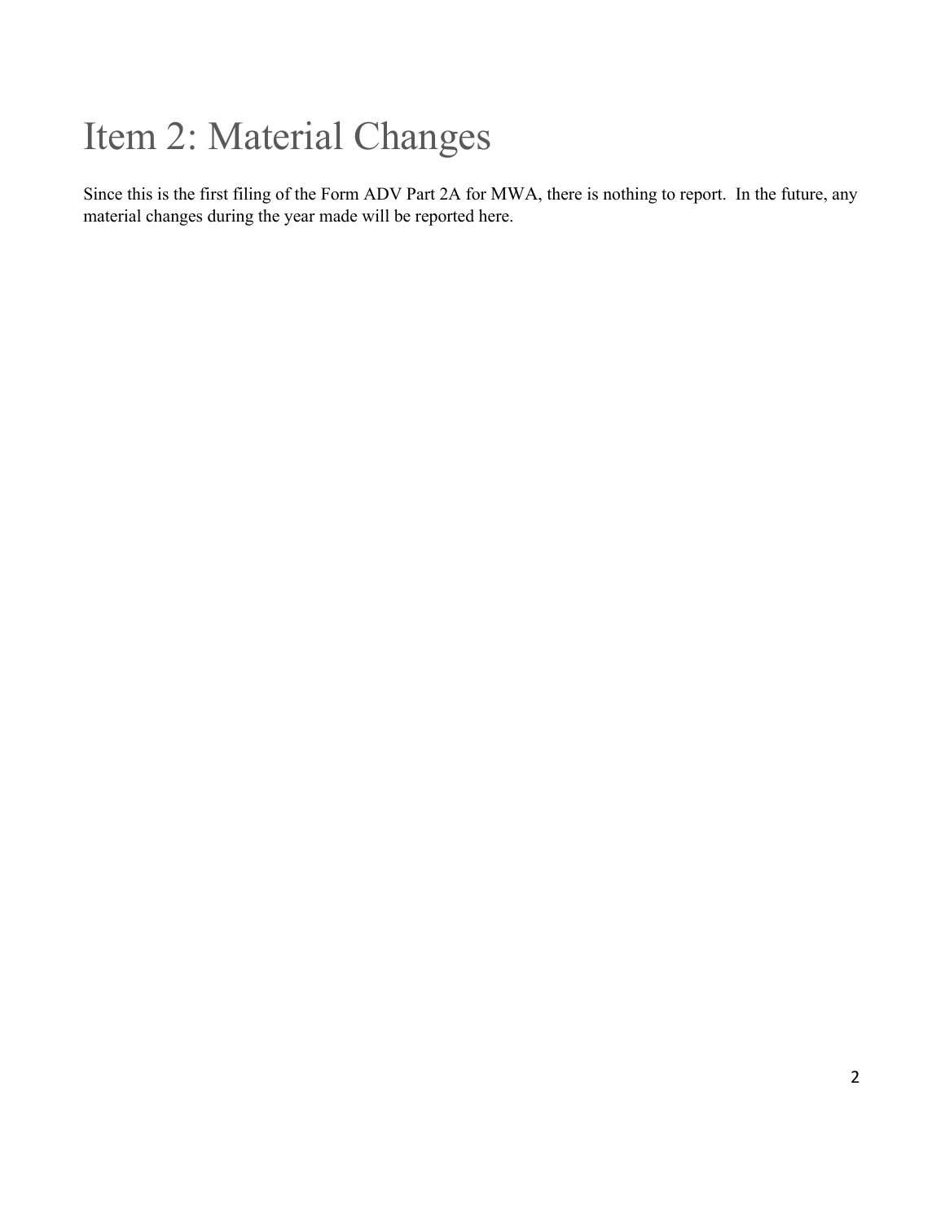# Item 2: Material Changes

Since this is the first filing of the Form ADV Part 2A for MWA, there is nothing to report.  In the future, any material changes during the year made will be reported here.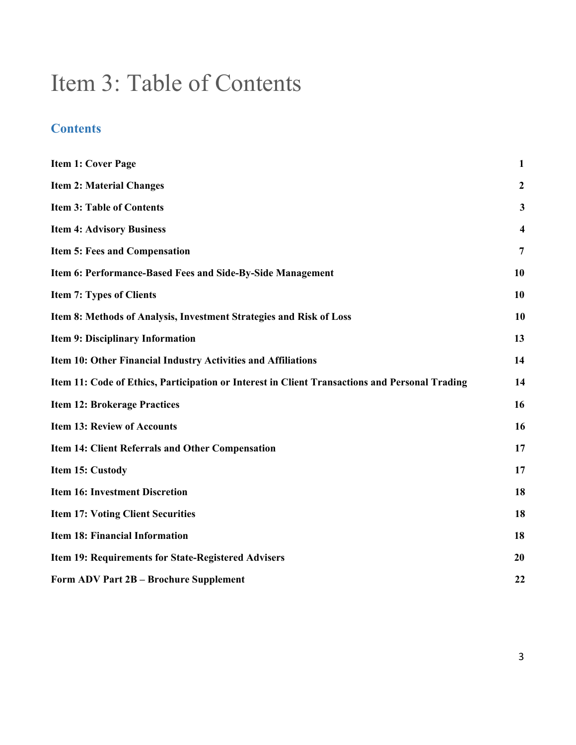# Item 3: Table of Contents

## Contents

| | |
|---|---|
| **Item 1: Cover Page** | **1** |
| **Item 2: Material Changes** | **2** |
| **Item 3: Table of Contents** | **3** |
| **Item 4: Advisory Business** | **4** |
| **Item 5: Fees and Compensation** | **7** |
| **Item 6: Performance-Based Fees and Side-By-Side Management** | **10** |
| **Item 7: Types of Clients** | **10** |
| **Item 8: Methods of Analysis, Investment Strategies and Risk of Loss** | **10** |
| **Item 9: Disciplinary Information** | **13** |
| **Item 10: Other Financial Industry Activities and Affiliations** | **14** |
| **Item 11: Code of Ethics, Participation or Interest in Client Transactions and Personal Trading** | **14** |
| **Item 12: Brokerage Practices** | **16** |
| **Item 13: Review of Accounts** | **16** |
| **Item 14: Client Referrals and Other Compensation** | **17** |
| **Item 15: Custody** | **17** |
| **Item 16: Investment Discretion** | **18** |
| **Item 17: Voting Client Securities** | **18** |
| **Item 18: Financial Information** | **18** |
| **Item 19: Requirements for State-Registered Advisers** | **20** |
| **Form ADV Part 2B – Brochure Supplement** | **22** |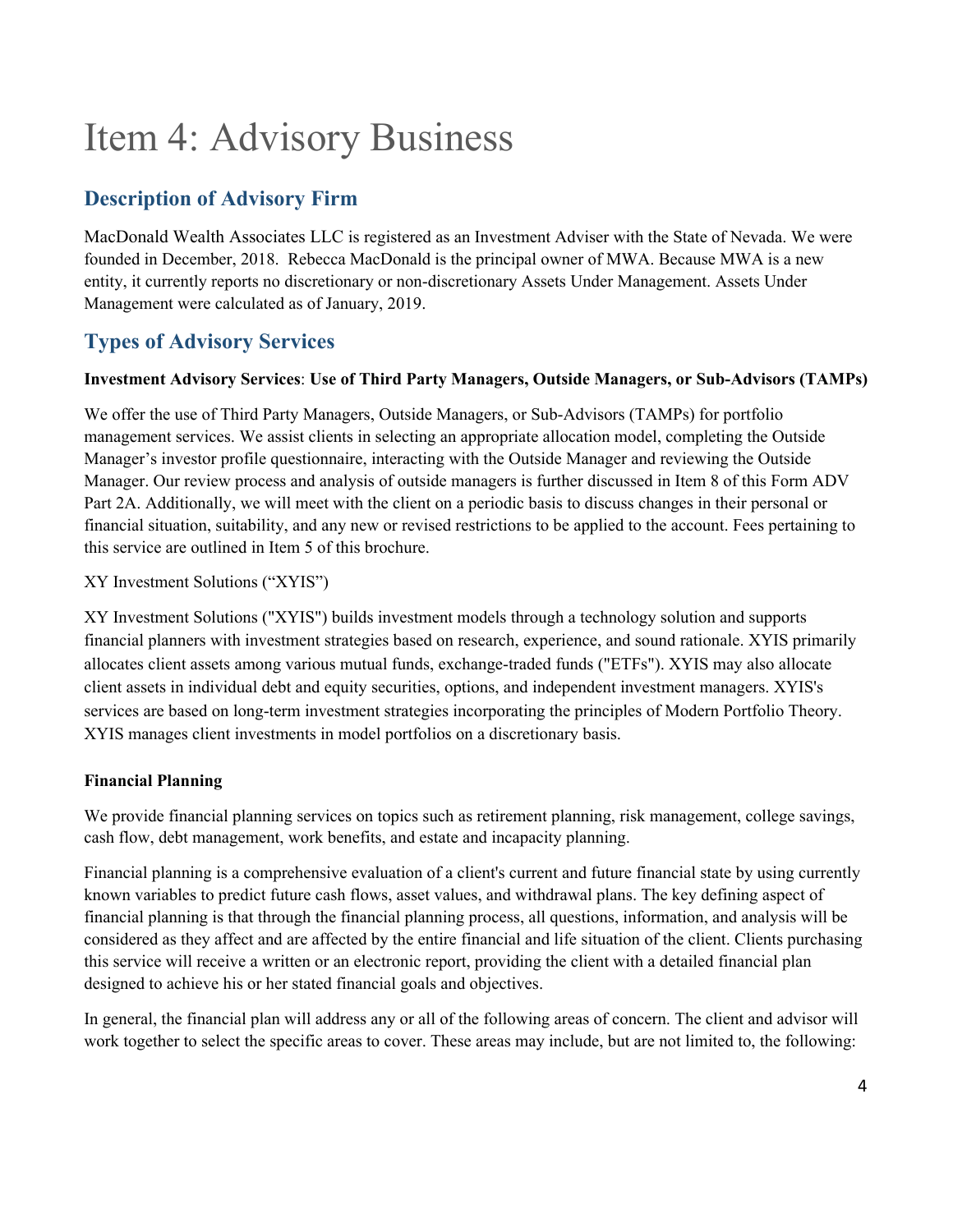# Item 4: Advisory Business

## Description of Advisory Firm

MacDonald Wealth Associates LLC is registered as an Investment Adviser with the State of Nevada. We were founded in December, 2018. Rebecca MacDonald is the principal owner of MWA. Because MWA is a new entity, it currently reports no discretionary or non-discretionary Assets Under Management. Assets Under Management were calculated as of January, 2019.

## Types of Advisory Services

**Investment Advisory Services**: **Use of Third Party Managers, Outside Managers, or Sub-Advisors (TAMPs)**

We offer the use of Third Party Managers, Outside Managers, or Sub-Advisors (TAMPs) for portfolio management services. We assist clients in selecting an appropriate allocation model, completing the Outside Manager's investor profile questionnaire, interacting with the Outside Manager and reviewing the Outside Manager. Our review process and analysis of outside managers is further discussed in Item 8 of this Form ADV Part 2A. Additionally, we will meet with the client on a periodic basis to discuss changes in their personal or financial situation, suitability, and any new or revised restrictions to be applied to the account. Fees pertaining to this service are outlined in Item 5 of this brochure.

XY Investment Solutions ("XYIS")

XY Investment Solutions ("XYIS") builds investment models through a technology solution and supports financial planners with investment strategies based on research, experience, and sound rationale. XYIS primarily allocates client assets among various mutual funds, exchange-traded funds ("ETFs"). XYIS may also allocate client assets in individual debt and equity securities, options, and independent investment managers. XYIS's services are based on long-term investment strategies incorporating the principles of Modern Portfolio Theory. XYIS manages client investments in model portfolios on a discretionary basis.

**Financial Planning**

We provide financial planning services on topics such as retirement planning, risk management, college savings, cash flow, debt management, work benefits, and estate and incapacity planning.

Financial planning is a comprehensive evaluation of a client's current and future financial state by using currently known variables to predict future cash flows, asset values, and withdrawal plans. The key defining aspect of financial planning is that through the financial planning process, all questions, information, and analysis will be considered as they affect and are affected by the entire financial and life situation of the client. Clients purchasing this service will receive a written or an electronic report, providing the client with a detailed financial plan designed to achieve his or her stated financial goals and objectives.

In general, the financial plan will address any or all of the following areas of concern. The client and advisor will work together to select the specific areas to cover. These areas may include, but are not limited to, the following: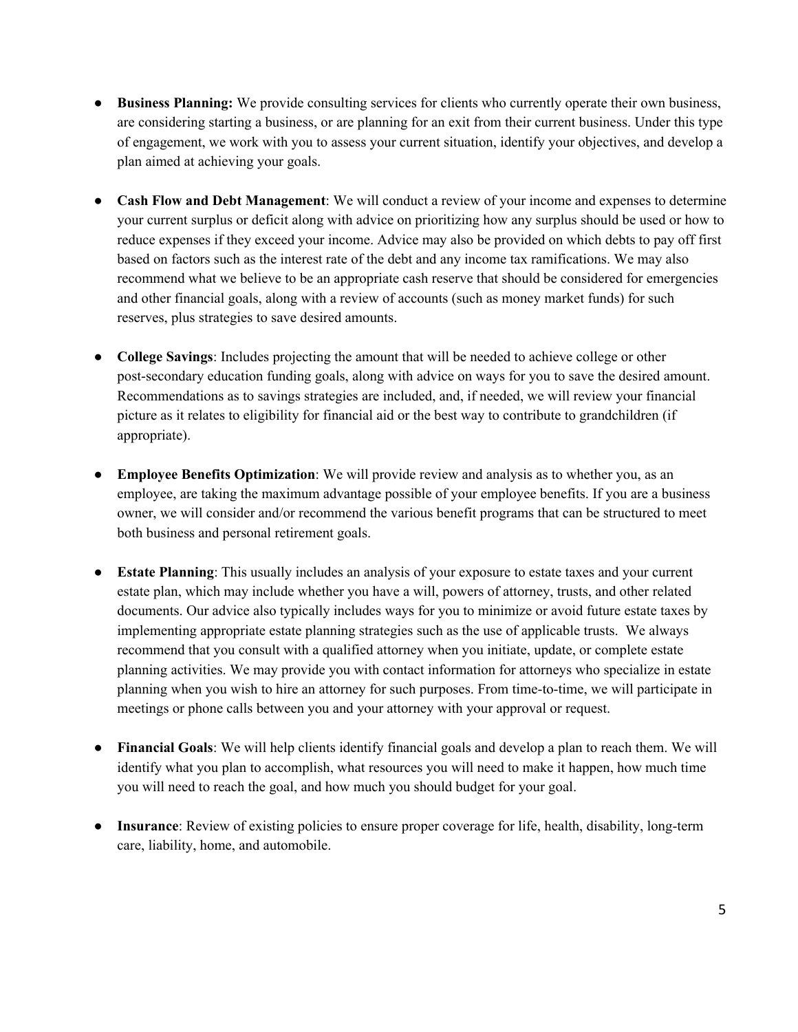- **Business Planning:** We provide consulting services for clients who currently operate their own business, are considering starting a business, or are planning for an exit from their current business. Under this type of engagement, we work with you to assess your current situation, identify your objectives, and develop a plan aimed at achieving your goals.

- **Cash Flow and Debt Management**: We will conduct a review of your income and expenses to determine your current surplus or deficit along with advice on prioritizing how any surplus should be used or how to reduce expenses if they exceed your income. Advice may also be provided on which debts to pay off first based on factors such as the interest rate of the debt and any income tax ramifications. We may also recommend what we believe to be an appropriate cash reserve that should be considered for emergencies and other financial goals, along with a review of accounts (such as money market funds) for such reserves, plus strategies to save desired amounts.

- **College Savings**: Includes projecting the amount that will be needed to achieve college or other post-secondary education funding goals, along with advice on ways for you to save the desired amount. Recommendations as to savings strategies are included, and, if needed, we will review your financial picture as it relates to eligibility for financial aid or the best way to contribute to grandchildren (if appropriate).

- **Employee Benefits Optimization**: We will provide review and analysis as to whether you, as an employee, are taking the maximum advantage possible of your employee benefits. If you are a business owner, we will consider and/or recommend the various benefit programs that can be structured to meet both business and personal retirement goals.

- **Estate Planning**: This usually includes an analysis of your exposure to estate taxes and your current estate plan, which may include whether you have a will, powers of attorney, trusts, and other related documents. Our advice also typically includes ways for you to minimize or avoid future estate taxes by implementing appropriate estate planning strategies such as the use of applicable trusts. We always recommend that you consult with a qualified attorney when you initiate, update, or complete estate planning activities. We may provide you with contact information for attorneys who specialize in estate planning when you wish to hire an attorney for such purposes. From time-to-time, we will participate in meetings or phone calls between you and your attorney with your approval or request.

- **Financial Goals**: We will help clients identify financial goals and develop a plan to reach them. We will identify what you plan to accomplish, what resources you will need to make it happen, how much time you will need to reach the goal, and how much you should budget for your goal.

- **Insurance**: Review of existing policies to ensure proper coverage for life, health, disability, long-term care, liability, home, and automobile.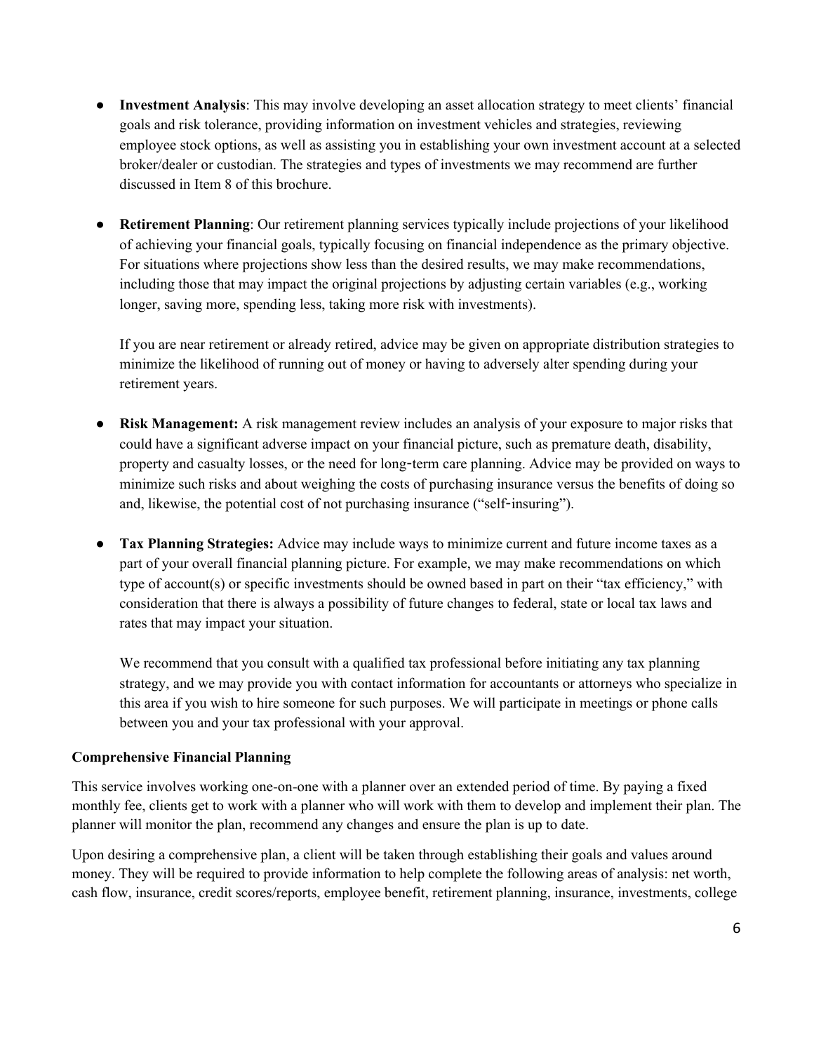- **Investment Analysis**: This may involve developing an asset allocation strategy to meet clients' financial goals and risk tolerance, providing information on investment vehicles and strategies, reviewing employee stock options, as well as assisting you in establishing your own investment account at a selected broker/dealer or custodian. The strategies and types of investments we may recommend are further discussed in Item 8 of this brochure.

- **Retirement Planning**: Our retirement planning services typically include projections of your likelihood of achieving your financial goals, typically focusing on financial independence as the primary objective. For situations where projections show less than the desired results, we may make recommendations, including those that may impact the original projections by adjusting certain variables (e.g., working longer, saving more, spending less, taking more risk with investments).

  If you are near retirement or already retired, advice may be given on appropriate distribution strategies to minimize the likelihood of running out of money or having to adversely alter spending during your retirement years.

- **Risk Management:** A risk management review includes an analysis of your exposure to major risks that could have a significant adverse impact on your financial picture, such as premature death, disability, property and casualty losses, or the need for long-term care planning. Advice may be provided on ways to minimize such risks and about weighing the costs of purchasing insurance versus the benefits of doing so and, likewise, the potential cost of not purchasing insurance ("self-insuring").

- **Tax Planning Strategies:** Advice may include ways to minimize current and future income taxes as a part of your overall financial planning picture. For example, we may make recommendations on which type of account(s) or specific investments should be owned based in part on their "tax efficiency," with consideration that there is always a possibility of future changes to federal, state or local tax laws and rates that may impact your situation.

  We recommend that you consult with a qualified tax professional before initiating any tax planning strategy, and we may provide you with contact information for accountants or attorneys who specialize in this area if you wish to hire someone for such purposes. We will participate in meetings or phone calls between you and your tax professional with your approval.

**Comprehensive Financial Planning**

This service involves working one-on-one with a planner over an extended period of time. By paying a fixed monthly fee, clients get to work with a planner who will work with them to develop and implement their plan. The planner will monitor the plan, recommend any changes and ensure the plan is up to date.

Upon desiring a comprehensive plan, a client will be taken through establishing their goals and values around money. They will be required to provide information to help complete the following areas of analysis: net worth, cash flow, insurance, credit scores/reports, employee benefit, retirement planning, insurance, investments, college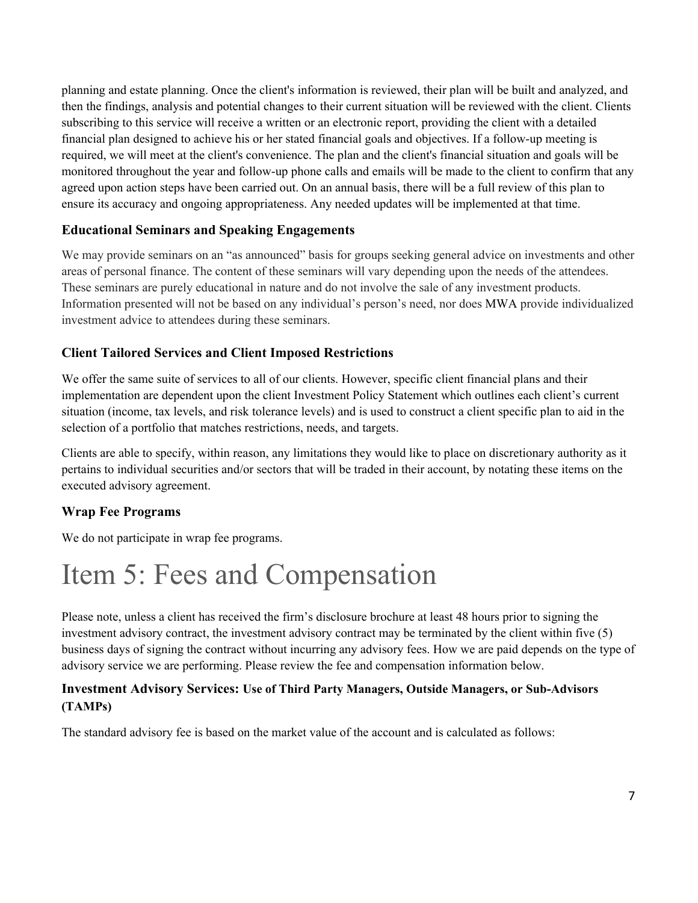planning and estate planning. Once the client's information is reviewed, their plan will be built and analyzed, and then the findings, analysis and potential changes to their current situation will be reviewed with the client. Clients subscribing to this service will receive a written or an electronic report, providing the client with a detailed financial plan designed to achieve his or her stated financial goals and objectives. If a follow-up meeting is required, we will meet at the client's convenience. The plan and the client's financial situation and goals will be monitored throughout the year and follow-up phone calls and emails will be made to the client to confirm that any agreed upon action steps have been carried out. On an annual basis, there will be a full review of this plan to ensure its accuracy and ongoing appropriateness. Any needed updates will be implemented at that time.

### Educational Seminars and Speaking Engagements

We may provide seminars on an "as announced" basis for groups seeking general advice on investments and other areas of personal finance. The content of these seminars will vary depending upon the needs of the attendees. These seminars are purely educational in nature and do not involve the sale of any investment products. Information presented will not be based on any individual's person's need, nor does MWA provide individualized investment advice to attendees during these seminars.

### Client Tailored Services and Client Imposed Restrictions

We offer the same suite of services to all of our clients. However, specific client financial plans and their implementation are dependent upon the client Investment Policy Statement which outlines each client's current situation (income, tax levels, and risk tolerance levels) and is used to construct a client specific plan to aid in the selection of a portfolio that matches restrictions, needs, and targets.

Clients are able to specify, within reason, any limitations they would like to place on discretionary authority as it pertains to individual securities and/or sectors that will be traded in their account, by notating these items on the executed advisory agreement.

### Wrap Fee Programs

We do not participate in wrap fee programs.

# Item 5: Fees and Compensation

Please note, unless a client has received the firm's disclosure brochure at least 48 hours prior to signing the investment advisory contract, the investment advisory contract may be terminated by the client within five (5) business days of signing the contract without incurring any advisory fees. How we are paid depends on the type of advisory service we are performing. Please review the fee and compensation information below.

### Investment Advisory Services: Use of Third Party Managers, Outside Managers, or Sub-Advisors (TAMPs)

The standard advisory fee is based on the market value of the account and is calculated as follows: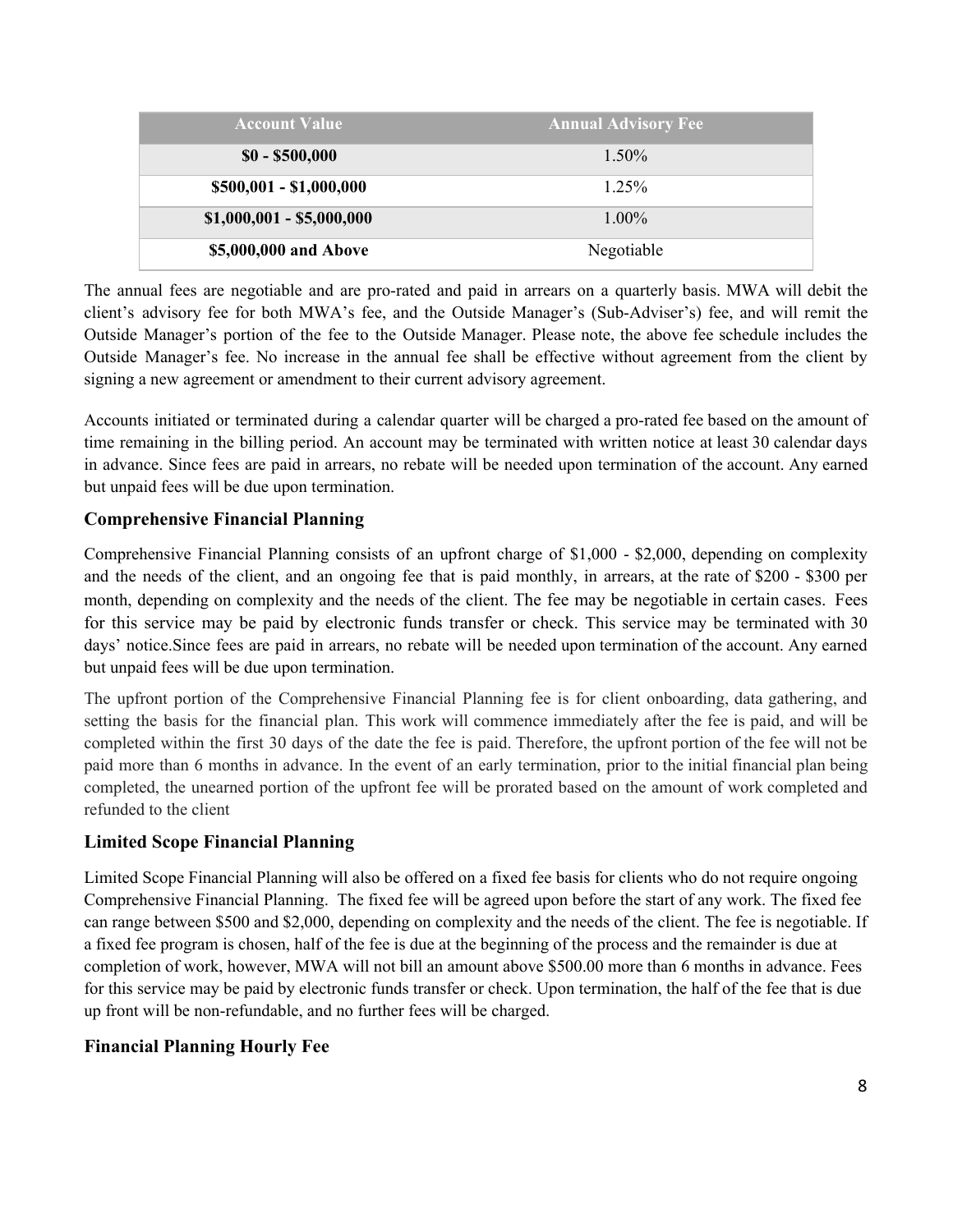| Account Value | Annual Advisory Fee |
| --- | --- |
| **$0 - $500,000** | 1.50% |
| **$500,001 - $1,000,000** | 1.25% |
| **$1,000,001 - $5,000,000** | 1.00% |
| **$5,000,000 and Above** | Negotiable |

The annual fees are negotiable and are pro-rated and paid in arrears on a quarterly basis. MWA will debit the client's advisory fee for both MWA's fee, and the Outside Manager's (Sub-Adviser's) fee, and will remit the Outside Manager's portion of the fee to the Outside Manager. Please note, the above fee schedule includes the Outside Manager's fee. No increase in the annual fee shall be effective without agreement from the client by signing a new agreement or amendment to their current advisory agreement.

Accounts initiated or terminated during a calendar quarter will be charged a pro-rated fee based on the amount of time remaining in the billing period. An account may be terminated with written notice at least 30 calendar days in advance. Since fees are paid in arrears, no rebate will be needed upon termination of the account. Any earned but unpaid fees will be due upon termination.

### Comprehensive Financial Planning

Comprehensive Financial Planning consists of an upfront charge of $1,000 - $2,000, depending on complexity and the needs of the client, and an ongoing fee that is paid monthly, in arrears, at the rate of $200 - $300 per month, depending on complexity and the needs of the client. The fee may be negotiable in certain cases. Fees for this service may be paid by electronic funds transfer or check. This service may be terminated with 30 days' notice.Since fees are paid in arrears, no rebate will be needed upon termination of the account. Any earned but unpaid fees will be due upon termination.

The upfront portion of the Comprehensive Financial Planning fee is for client onboarding, data gathering, and setting the basis for the financial plan. This work will commence immediately after the fee is paid, and will be completed within the first 30 days of the date the fee is paid. Therefore, the upfront portion of the fee will not be paid more than 6 months in advance. In the event of an early termination, prior to the initial financial plan being completed, the unearned portion of the upfront fee will be prorated based on the amount of work completed and refunded to the client

### Limited Scope Financial Planning

Limited Scope Financial Planning will also be offered on a fixed fee basis for clients who do not require ongoing Comprehensive Financial Planning. The fixed fee will be agreed upon before the start of any work. The fixed fee can range between $500 and $2,000, depending on complexity and the needs of the client. The fee is negotiable. If a fixed fee program is chosen, half of the fee is due at the beginning of the process and the remainder is due at completion of work, however, MWA will not bill an amount above $500.00 more than 6 months in advance. Fees for this service may be paid by electronic funds transfer or check. Upon termination, the half of the fee that is due up front will be non-refundable, and no further fees will be charged.

### Financial Planning Hourly Fee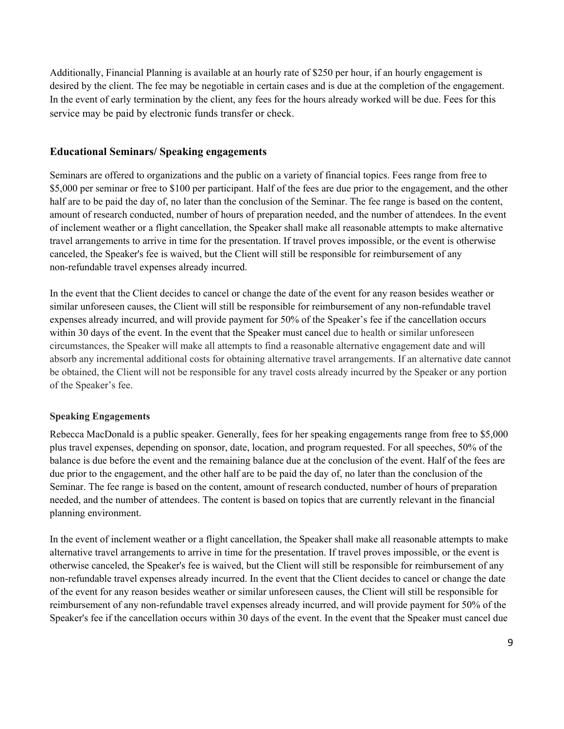Additionally, Financial Planning is available at an hourly rate of $250 per hour, if an hourly engagement is desired by the client. The fee may be negotiable in certain cases and is due at the completion of the engagement. In the event of early termination by the client, any fees for the hours already worked will be due. Fees for this service may be paid by electronic funds transfer or check.

## Educational Seminars/ Speaking engagements

Seminars are offered to organizations and the public on a variety of financial topics. Fees range from free to $5,000 per seminar or free to $100 per participant. Half of the fees are due prior to the engagement, and the other half are to be paid the day of, no later than the conclusion of the Seminar. The fee range is based on the content, amount of research conducted, number of hours of preparation needed, and the number of attendees. In the event of inclement weather or a flight cancellation, the Speaker shall make all reasonable attempts to make alternative travel arrangements to arrive in time for the presentation. If travel proves impossible, or the event is otherwise canceled, the Speaker's fee is waived, but the Client will still be responsible for reimbursement of any non-refundable travel expenses already incurred.

In the event that the Client decides to cancel or change the date of the event for any reason besides weather or similar unforeseen causes, the Client will still be responsible for reimbursement of any non-refundable travel expenses already incurred, and will provide payment for 50% of the Speaker's fee if the cancellation occurs within 30 days of the event. In the event that the Speaker must cancel due to health or similar unforeseen circumstances, the Speaker will make all attempts to find a reasonable alternative engagement date and will absorb any incremental additional costs for obtaining alternative travel arrangements. If an alternative date cannot be obtained, the Client will not be responsible for any travel costs already incurred by the Speaker or any portion of the Speaker's fee.

### Speaking Engagements

Rebecca MacDonald is a public speaker. Generally, fees for her speaking engagements range from free to $5,000 plus travel expenses, depending on sponsor, date, location, and program requested. For all speeches, 50% of the balance is due before the event and the remaining balance due at the conclusion of the event. Half of the fees are due prior to the engagement, and the other half are to be paid the day of, no later than the conclusion of the Seminar. The fee range is based on the content, amount of research conducted, number of hours of preparation needed, and the number of attendees. The content is based on topics that are currently relevant in the financial planning environment.

In the event of inclement weather or a flight cancellation, the Speaker shall make all reasonable attempts to make alternative travel arrangements to arrive in time for the presentation. If travel proves impossible, or the event is otherwise canceled, the Speaker's fee is waived, but the Client will still be responsible for reimbursement of any non-refundable travel expenses already incurred. In the event that the Client decides to cancel or change the date of the event for any reason besides weather or similar unforeseen causes, the Client will still be responsible for reimbursement of any non-refundable travel expenses already incurred, and will provide payment for 50% of the Speaker's fee if the cancellation occurs within 30 days of the event. In the event that the Speaker must cancel due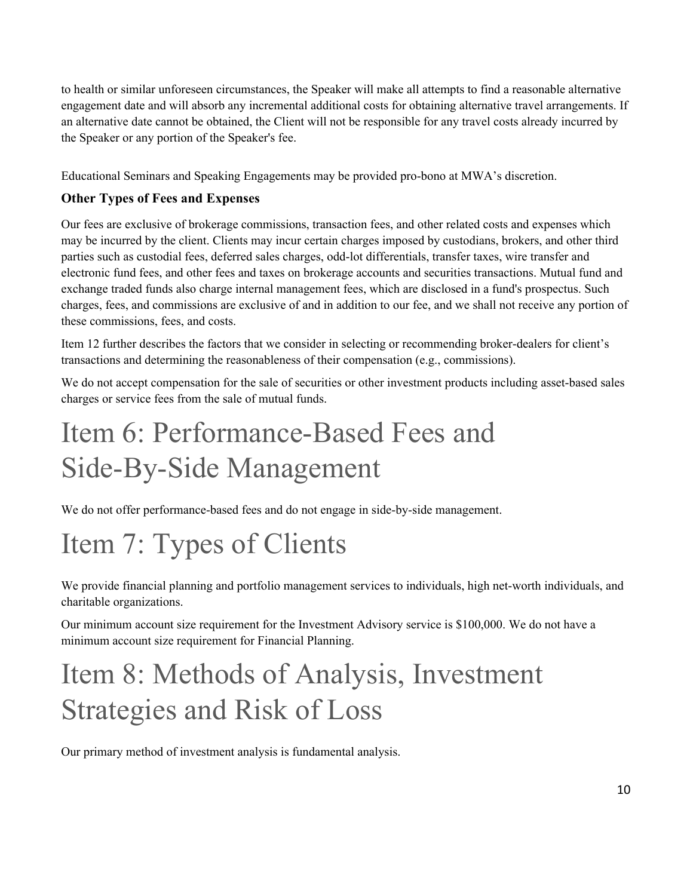to health or similar unforeseen circumstances, the Speaker will make all attempts to find a reasonable alternative engagement date and will absorb any incremental additional costs for obtaining alternative travel arrangements. If an alternative date cannot be obtained, the Client will not be responsible for any travel costs already incurred by the Speaker or any portion of the Speaker's fee.

Educational Seminars and Speaking Engagements may be provided pro-bono at MWA's discretion.

### Other Types of Fees and Expenses

Our fees are exclusive of brokerage commissions, transaction fees, and other related costs and expenses which may be incurred by the client. Clients may incur certain charges imposed by custodians, brokers, and other third parties such as custodial fees, deferred sales charges, odd-lot differentials, transfer taxes, wire transfer and electronic fund fees, and other fees and taxes on brokerage accounts and securities transactions. Mutual fund and exchange traded funds also charge internal management fees, which are disclosed in a fund's prospectus. Such charges, fees, and commissions are exclusive of and in addition to our fee, and we shall not receive any portion of these commissions, fees, and costs.

Item 12 further describes the factors that we consider in selecting or recommending broker-dealers for client's transactions and determining the reasonableness of their compensation (e.g., commissions).

We do not accept compensation for the sale of securities or other investment products including asset-based sales charges or service fees from the sale of mutual funds.

# Item 6: Performance-Based Fees and Side-By-Side Management

We do not offer performance-based fees and do not engage in side-by-side management.

# Item 7: Types of Clients

We provide financial planning and portfolio management services to individuals, high net-worth individuals, and charitable organizations.

Our minimum account size requirement for the Investment Advisory service is $100,000. We do not have a minimum account size requirement for Financial Planning.

# Item 8: Methods of Analysis, Investment Strategies and Risk of Loss

Our primary method of investment analysis is fundamental analysis.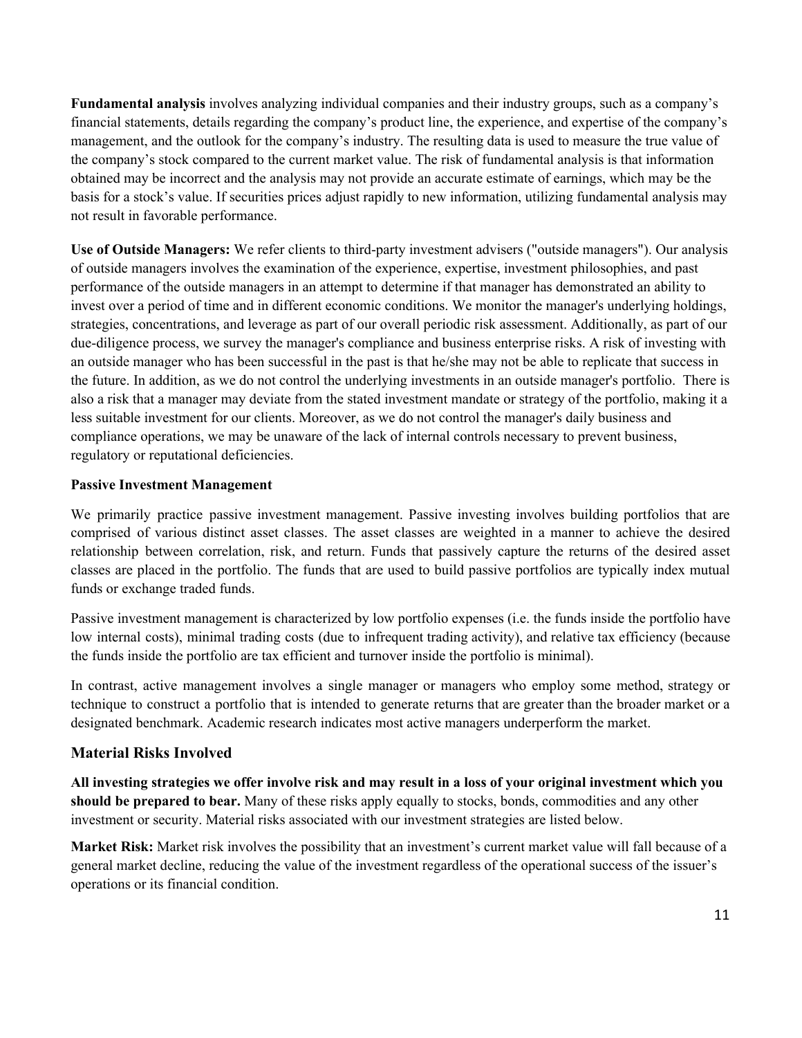**Fundamental analysis** involves analyzing individual companies and their industry groups, such as a company's financial statements, details regarding the company's product line, the experience, and expertise of the company's management, and the outlook for the company's industry. The resulting data is used to measure the true value of the company's stock compared to the current market value. The risk of fundamental analysis is that information obtained may be incorrect and the analysis may not provide an accurate estimate of earnings, which may be the basis for a stock's value. If securities prices adjust rapidly to new information, utilizing fundamental analysis may not result in favorable performance.

**Use of Outside Managers:** We refer clients to third-party investment advisers ("outside managers"). Our analysis of outside managers involves the examination of the experience, expertise, investment philosophies, and past performance of the outside managers in an attempt to determine if that manager has demonstrated an ability to invest over a period of time and in different economic conditions. We monitor the manager's underlying holdings, strategies, concentrations, and leverage as part of our overall periodic risk assessment. Additionally, as part of our due-diligence process, we survey the manager's compliance and business enterprise risks. A risk of investing with an outside manager who has been successful in the past is that he/she may not be able to replicate that success in the future. In addition, as we do not control the underlying investments in an outside manager's portfolio. There is also a risk that a manager may deviate from the stated investment mandate or strategy of the portfolio, making it a less suitable investment for our clients. Moreover, as we do not control the manager's daily business and compliance operations, we may be unaware of the lack of internal controls necessary to prevent business, regulatory or reputational deficiencies.

**Passive Investment Management**

We primarily practice passive investment management. Passive investing involves building portfolios that are comprised of various distinct asset classes. The asset classes are weighted in a manner to achieve the desired relationship between correlation, risk, and return. Funds that passively capture the returns of the desired asset classes are placed in the portfolio. The funds that are used to build passive portfolios are typically index mutual funds or exchange traded funds.

Passive investment management is characterized by low portfolio expenses (i.e. the funds inside the portfolio have low internal costs), minimal trading costs (due to infrequent trading activity), and relative tax efficiency (because the funds inside the portfolio are tax efficient and turnover inside the portfolio is minimal).

In contrast, active management involves a single manager or managers who employ some method, strategy or technique to construct a portfolio that is intended to generate returns that are greater than the broader market or a designated benchmark. Academic research indicates most active managers underperform the market.

## Material Risks Involved

**All investing strategies we offer involve risk and may result in a loss of your original investment which you should be prepared to bear.** Many of these risks apply equally to stocks, bonds, commodities and any other investment or security. Material risks associated with our investment strategies are listed below.

**Market Risk:** Market risk involves the possibility that an investment's current market value will fall because of a general market decline, reducing the value of the investment regardless of the operational success of the issuer's operations or its financial condition.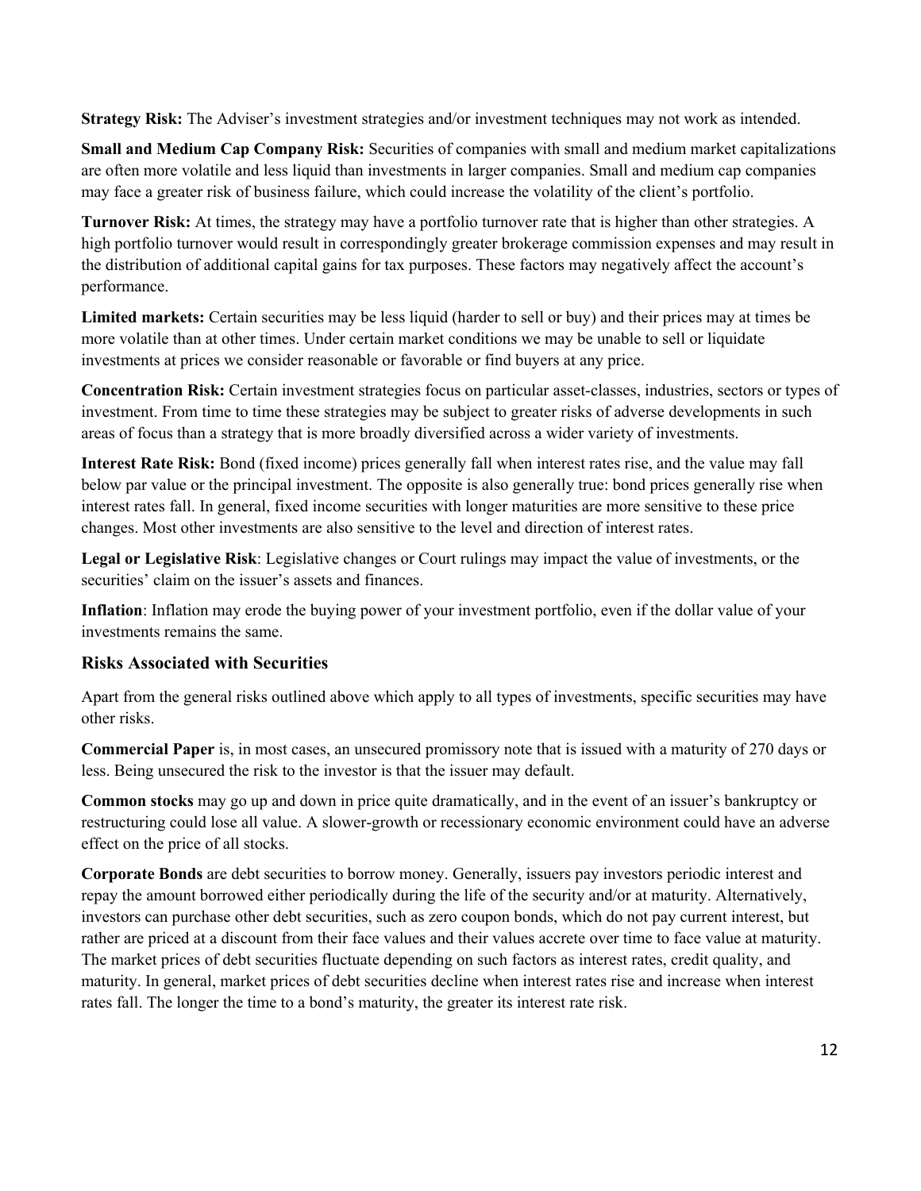**Strategy Risk:** The Adviser's investment strategies and/or investment techniques may not work as intended.

**Small and Medium Cap Company Risk:** Securities of companies with small and medium market capitalizations are often more volatile and less liquid than investments in larger companies. Small and medium cap companies may face a greater risk of business failure, which could increase the volatility of the client's portfolio.

**Turnover Risk:** At times, the strategy may have a portfolio turnover rate that is higher than other strategies. A high portfolio turnover would result in correspondingly greater brokerage commission expenses and may result in the distribution of additional capital gains for tax purposes. These factors may negatively affect the account's performance.

**Limited markets:** Certain securities may be less liquid (harder to sell or buy) and their prices may at times be more volatile than at other times. Under certain market conditions we may be unable to sell or liquidate investments at prices we consider reasonable or favorable or find buyers at any price.

**Concentration Risk:** Certain investment strategies focus on particular asset-classes, industries, sectors or types of investment. From time to time these strategies may be subject to greater risks of adverse developments in such areas of focus than a strategy that is more broadly diversified across a wider variety of investments.

**Interest Rate Risk:** Bond (fixed income) prices generally fall when interest rates rise, and the value may fall below par value or the principal investment. The opposite is also generally true: bond prices generally rise when interest rates fall. In general, fixed income securities with longer maturities are more sensitive to these price changes. Most other investments are also sensitive to the level and direction of interest rates.

**Legal or Legislative Risk**: Legislative changes or Court rulings may impact the value of investments, or the securities' claim on the issuer's assets and finances.

**Inflation**: Inflation may erode the buying power of your investment portfolio, even if the dollar value of your investments remains the same.

### Risks Associated with Securities

Apart from the general risks outlined above which apply to all types of investments, specific securities may have other risks.

**Commercial Paper** is, in most cases, an unsecured promissory note that is issued with a maturity of 270 days or less. Being unsecured the risk to the investor is that the issuer may default.

**Common stocks** may go up and down in price quite dramatically, and in the event of an issuer's bankruptcy or restructuring could lose all value. A slower-growth or recessionary economic environment could have an adverse effect on the price of all stocks.

**Corporate Bonds** are debt securities to borrow money. Generally, issuers pay investors periodic interest and repay the amount borrowed either periodically during the life of the security and/or at maturity. Alternatively, investors can purchase other debt securities, such as zero coupon bonds, which do not pay current interest, but rather are priced at a discount from their face values and their values accrete over time to face value at maturity. The market prices of debt securities fluctuate depending on such factors as interest rates, credit quality, and maturity. In general, market prices of debt securities decline when interest rates rise and increase when interest rates fall. The longer the time to a bond's maturity, the greater its interest rate risk.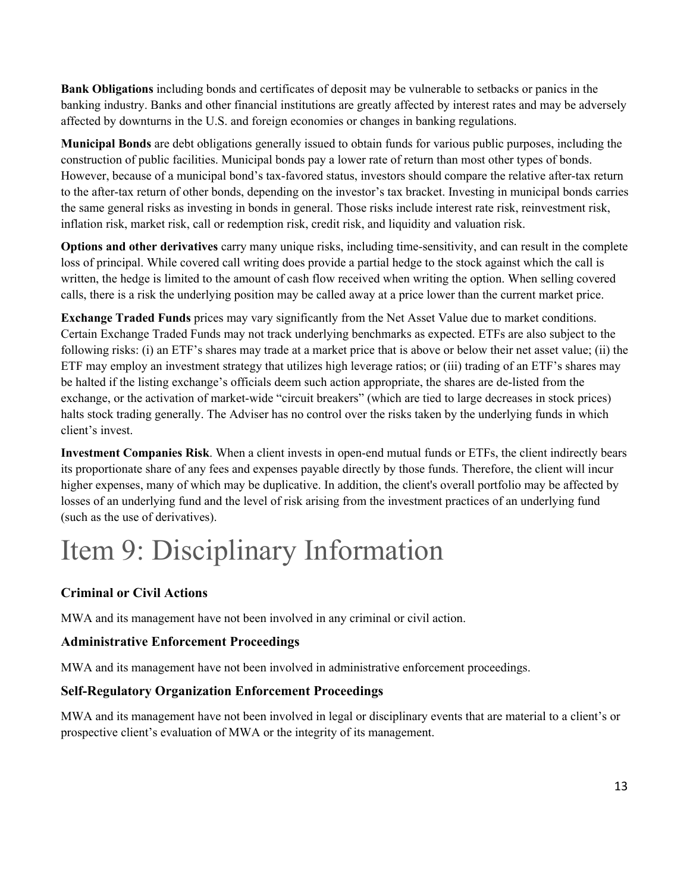**Bank Obligations** including bonds and certificates of deposit may be vulnerable to setbacks or panics in the banking industry. Banks and other financial institutions are greatly affected by interest rates and may be adversely affected by downturns in the U.S. and foreign economies or changes in banking regulations.

**Municipal Bonds** are debt obligations generally issued to obtain funds for various public purposes, including the construction of public facilities. Municipal bonds pay a lower rate of return than most other types of bonds. However, because of a municipal bond's tax-favored status, investors should compare the relative after-tax return to the after-tax return of other bonds, depending on the investor's tax bracket. Investing in municipal bonds carries the same general risks as investing in bonds in general. Those risks include interest rate risk, reinvestment risk, inflation risk, market risk, call or redemption risk, credit risk, and liquidity and valuation risk.

**Options and other derivatives** carry many unique risks, including time-sensitivity, and can result in the complete loss of principal. While covered call writing does provide a partial hedge to the stock against which the call is written, the hedge is limited to the amount of cash flow received when writing the option. When selling covered calls, there is a risk the underlying position may be called away at a price lower than the current market price.

**Exchange Traded Funds** prices may vary significantly from the Net Asset Value due to market conditions. Certain Exchange Traded Funds may not track underlying benchmarks as expected. ETFs are also subject to the following risks: (i) an ETF's shares may trade at a market price that is above or below their net asset value; (ii) the ETF may employ an investment strategy that utilizes high leverage ratios; or (iii) trading of an ETF's shares may be halted if the listing exchange's officials deem such action appropriate, the shares are de-listed from the exchange, or the activation of market-wide "circuit breakers" (which are tied to large decreases in stock prices) halts stock trading generally. The Adviser has no control over the risks taken by the underlying funds in which client's invest.

**Investment Companies Risk**. When a client invests in open-end mutual funds or ETFs, the client indirectly bears its proportionate share of any fees and expenses payable directly by those funds. Therefore, the client will incur higher expenses, many of which may be duplicative. In addition, the client's overall portfolio may be affected by losses of an underlying fund and the level of risk arising from the investment practices of an underlying fund (such as the use of derivatives).

# Item 9: Disciplinary Information

### Criminal or Civil Actions

MWA and its management have not been involved in any criminal or civil action.

### Administrative Enforcement Proceedings

MWA and its management have not been involved in administrative enforcement proceedings.

### Self-Regulatory Organization Enforcement Proceedings

MWA and its management have not been involved in legal or disciplinary events that are material to a client's or prospective client's evaluation of MWA or the integrity of its management.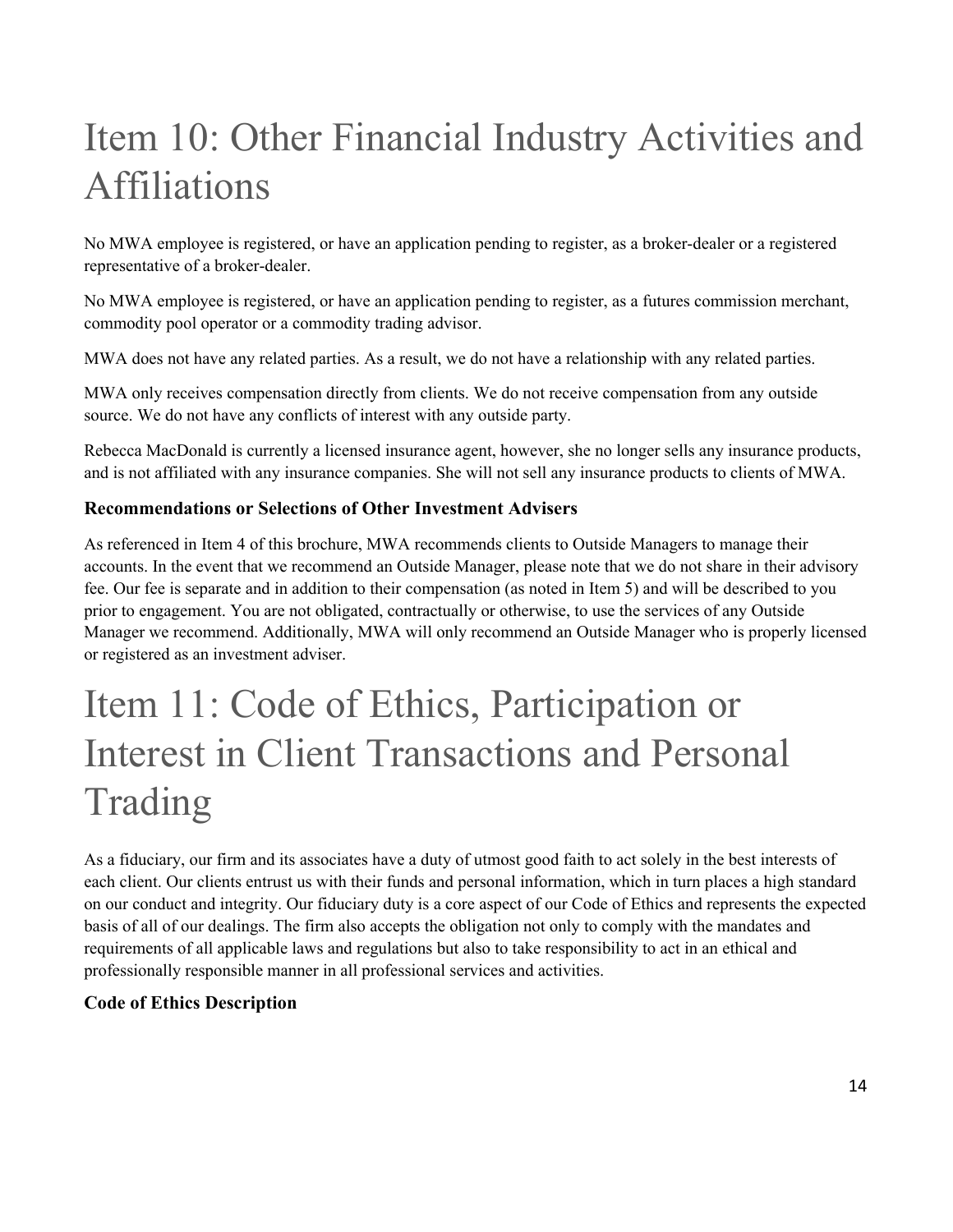# Item 10: Other Financial Industry Activities and Affiliations

No MWA employee is registered, or have an application pending to register, as a broker-dealer or a registered representative of a broker-dealer.

No MWA employee is registered, or have an application pending to register, as a futures commission merchant, commodity pool operator or a commodity trading advisor.

MWA does not have any related parties. As a result, we do not have a relationship with any related parties.

MWA only receives compensation directly from clients. We do not receive compensation from any outside source. We do not have any conflicts of interest with any outside party.

Rebecca MacDonald is currently a licensed insurance agent, however, she no longer sells any insurance products, and is not affiliated with any insurance companies. She will not sell any insurance products to clients of MWA.

**Recommendations or Selections of Other Investment Advisers**

As referenced in Item 4 of this brochure, MWA recommends clients to Outside Managers to manage their accounts. In the event that we recommend an Outside Manager, please note that we do not share in their advisory fee. Our fee is separate and in addition to their compensation (as noted in Item 5) and will be described to you prior to engagement. You are not obligated, contractually or otherwise, to use the services of any Outside Manager we recommend. Additionally, MWA will only recommend an Outside Manager who is properly licensed or registered as an investment adviser.

# Item 11: Code of Ethics, Participation or Interest in Client Transactions and Personal Trading

As a fiduciary, our firm and its associates have a duty of utmost good faith to act solely in the best interests of each client. Our clients entrust us with their funds and personal information, which in turn places a high standard on our conduct and integrity. Our fiduciary duty is a core aspect of our Code of Ethics and represents the expected basis of all of our dealings. The firm also accepts the obligation not only to comply with the mandates and requirements of all applicable laws and regulations but also to take responsibility to act in an ethical and professionally responsible manner in all professional services and activities.

**Code of Ethics Description**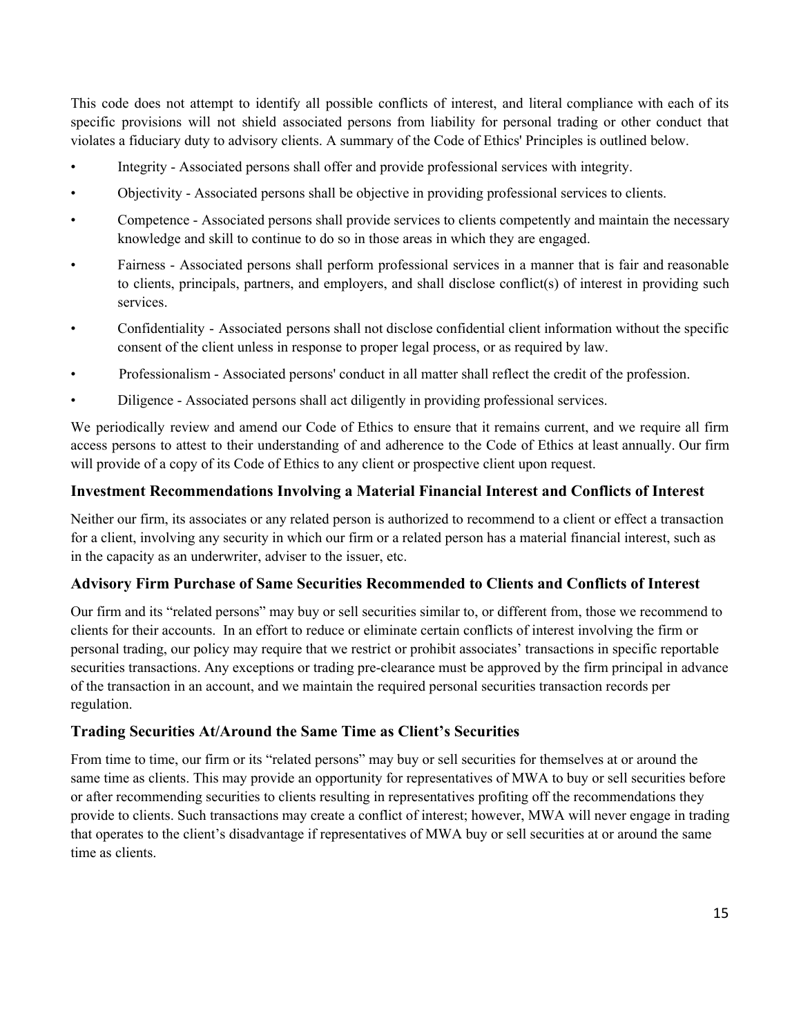This code does not attempt to identify all possible conflicts of interest, and literal compliance with each of its specific provisions will not shield associated persons from liability for personal trading or other conduct that violates a fiduciary duty to advisory clients. A summary of the Code of Ethics' Principles is outlined below.

- Integrity - Associated persons shall offer and provide professional services with integrity.
- Objectivity - Associated persons shall be objective in providing professional services to clients.
- Competence - Associated persons shall provide services to clients competently and maintain the necessary knowledge and skill to continue to do so in those areas in which they are engaged.
- Fairness - Associated persons shall perform professional services in a manner that is fair and reasonable to clients, principals, partners, and employers, and shall disclose conflict(s) of interest in providing such services.
- Confidentiality - Associated persons shall not disclose confidential client information without the specific consent of the client unless in response to proper legal process, or as required by law.
- Professionalism - Associated persons' conduct in all matter shall reflect the credit of the profession.
- Diligence - Associated persons shall act diligently in providing professional services.

We periodically review and amend our Code of Ethics to ensure that it remains current, and we require all firm access persons to attest to their understanding of and adherence to the Code of Ethics at least annually. Our firm will provide of a copy of its Code of Ethics to any client or prospective client upon request.

### Investment Recommendations Involving a Material Financial Interest and Conflicts of Interest

Neither our firm, its associates or any related person is authorized to recommend to a client or effect a transaction for a client, involving any security in which our firm or a related person has a material financial interest, such as in the capacity as an underwriter, adviser to the issuer, etc.

### Advisory Firm Purchase of Same Securities Recommended to Clients and Conflicts of Interest

Our firm and its "related persons" may buy or sell securities similar to, or different from, those we recommend to clients for their accounts. In an effort to reduce or eliminate certain conflicts of interest involving the firm or personal trading, our policy may require that we restrict or prohibit associates' transactions in specific reportable securities transactions. Any exceptions or trading pre-clearance must be approved by the firm principal in advance of the transaction in an account, and we maintain the required personal securities transaction records per regulation.

### Trading Securities At/Around the Same Time as Client's Securities

From time to time, our firm or its "related persons" may buy or sell securities for themselves at or around the same time as clients. This may provide an opportunity for representatives of MWA to buy or sell securities before or after recommending securities to clients resulting in representatives profiting off the recommendations they provide to clients. Such transactions may create a conflict of interest; however, MWA will never engage in trading that operates to the client's disadvantage if representatives of MWA buy or sell securities at or around the same time as clients.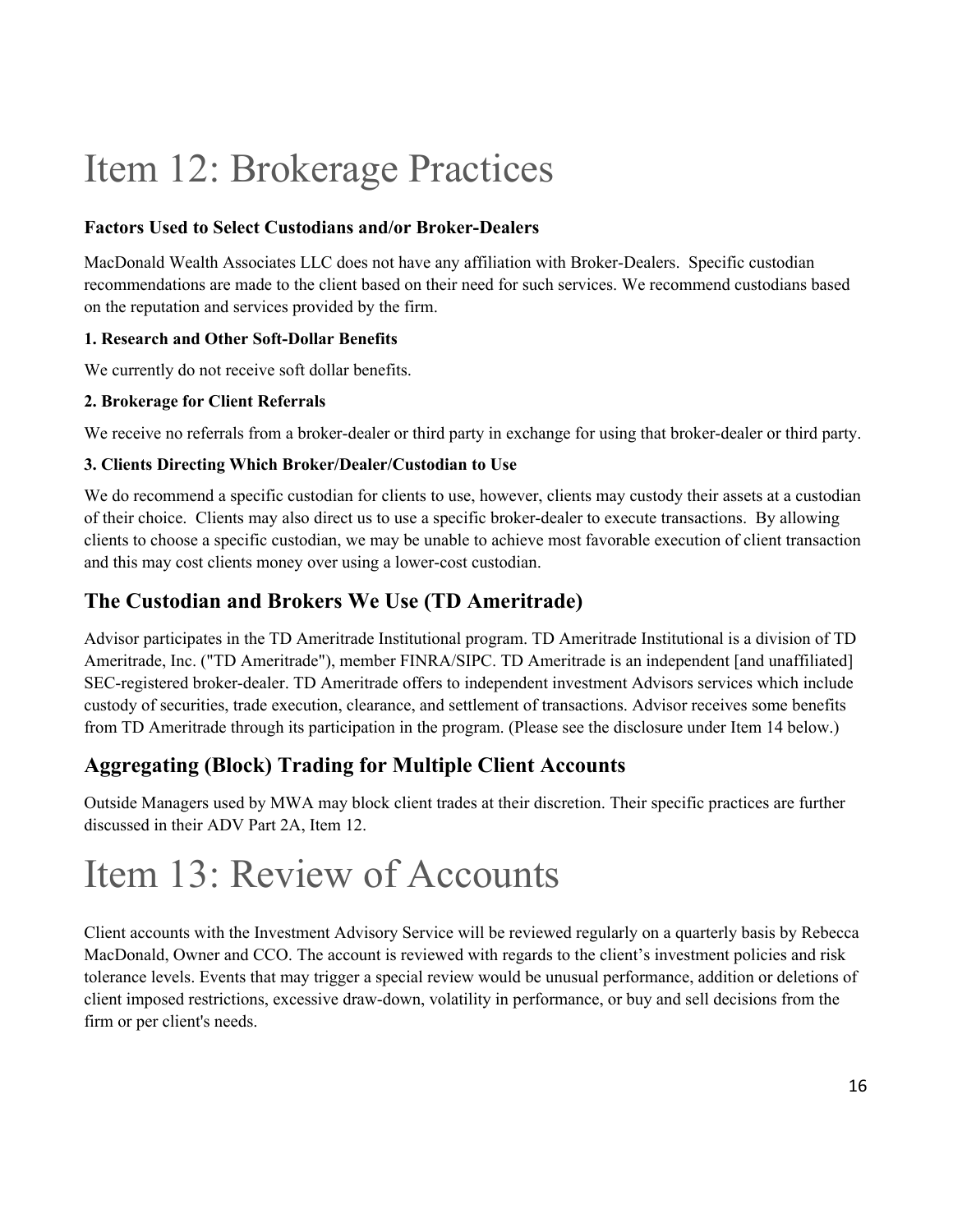# Item 12: Brokerage Practices

### Factors Used to Select Custodians and/or Broker-Dealers

MacDonald Wealth Associates LLC does not have any affiliation with Broker-Dealers. Specific custodian recommendations are made to the client based on their need for such services. We recommend custodians based on the reputation and services provided by the firm.

#### 1. Research and Other Soft-Dollar Benefits

We currently do not receive soft dollar benefits.

#### 2. Brokerage for Client Referrals

We receive no referrals from a broker-dealer or third party in exchange for using that broker-dealer or third party.

#### 3. Clients Directing Which Broker/Dealer/Custodian to Use

We do recommend a specific custodian for clients to use, however, clients may custody their assets at a custodian of their choice. Clients may also direct us to use a specific broker-dealer to execute transactions. By allowing clients to choose a specific custodian, we may be unable to achieve most favorable execution of client transaction and this may cost clients money over using a lower-cost custodian.

## The Custodian and Brokers We Use (TD Ameritrade)

Advisor participates in the TD Ameritrade Institutional program. TD Ameritrade Institutional is a division of TD Ameritrade, Inc. ("TD Ameritrade"), member FINRA/SIPC. TD Ameritrade is an independent [and unaffiliated] SEC-registered broker-dealer. TD Ameritrade offers to independent investment Advisors services which include custody of securities, trade execution, clearance, and settlement of transactions. Advisor receives some benefits from TD Ameritrade through its participation in the program. (Please see the disclosure under Item 14 below.)

## Aggregating (Block) Trading for Multiple Client Accounts

Outside Managers used by MWA may block client trades at their discretion. Their specific practices are further discussed in their ADV Part 2A, Item 12.

# Item 13: Review of Accounts

Client accounts with the Investment Advisory Service will be reviewed regularly on a quarterly basis by Rebecca MacDonald, Owner and CCO. The account is reviewed with regards to the client's investment policies and risk tolerance levels. Events that may trigger a special review would be unusual performance, addition or deletions of client imposed restrictions, excessive draw-down, volatility in performance, or buy and sell decisions from the firm or per client's needs.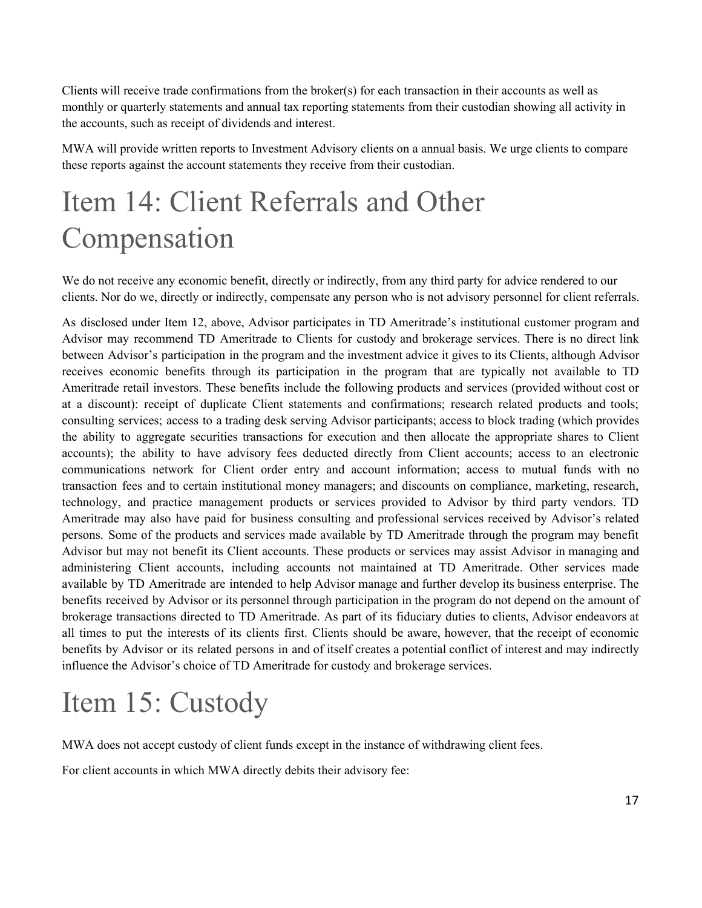Clients will receive trade confirmations from the broker(s) for each transaction in their accounts as well as monthly or quarterly statements and annual tax reporting statements from their custodian showing all activity in the accounts, such as receipt of dividends and interest.

MWA will provide written reports to Investment Advisory clients on a annual basis. We urge clients to compare these reports against the account statements they receive from their custodian.

# Item 14: Client Referrals and Other Compensation

We do not receive any economic benefit, directly or indirectly, from any third party for advice rendered to our clients. Nor do we, directly or indirectly, compensate any person who is not advisory personnel for client referrals.

As disclosed under Item 12, above, Advisor participates in TD Ameritrade's institutional customer program and Advisor may recommend TD Ameritrade to Clients for custody and brokerage services. There is no direct link between Advisor's participation in the program and the investment advice it gives to its Clients, although Advisor receives economic benefits through its participation in the program that are typically not available to TD Ameritrade retail investors. These benefits include the following products and services (provided without cost or at a discount): receipt of duplicate Client statements and confirmations; research related products and tools; consulting services; access to a trading desk serving Advisor participants; access to block trading (which provides the ability to aggregate securities transactions for execution and then allocate the appropriate shares to Client accounts); the ability to have advisory fees deducted directly from Client accounts; access to an electronic communications network for Client order entry and account information; access to mutual funds with no transaction fees and to certain institutional money managers; and discounts on compliance, marketing, research, technology, and practice management products or services provided to Advisor by third party vendors. TD Ameritrade may also have paid for business consulting and professional services received by Advisor's related persons. Some of the products and services made available by TD Ameritrade through the program may benefit Advisor but may not benefit its Client accounts. These products or services may assist Advisor in managing and administering Client accounts, including accounts not maintained at TD Ameritrade. Other services made available by TD Ameritrade are intended to help Advisor manage and further develop its business enterprise. The benefits received by Advisor or its personnel through participation in the program do not depend on the amount of brokerage transactions directed to TD Ameritrade. As part of its fiduciary duties to clients, Advisor endeavors at all times to put the interests of its clients first. Clients should be aware, however, that the receipt of economic benefits by Advisor or its related persons in and of itself creates a potential conflict of interest and may indirectly influence the Advisor's choice of TD Ameritrade for custody and brokerage services.

# Item 15: Custody

MWA does not accept custody of client funds except in the instance of withdrawing client fees.

For client accounts in which MWA directly debits their advisory fee: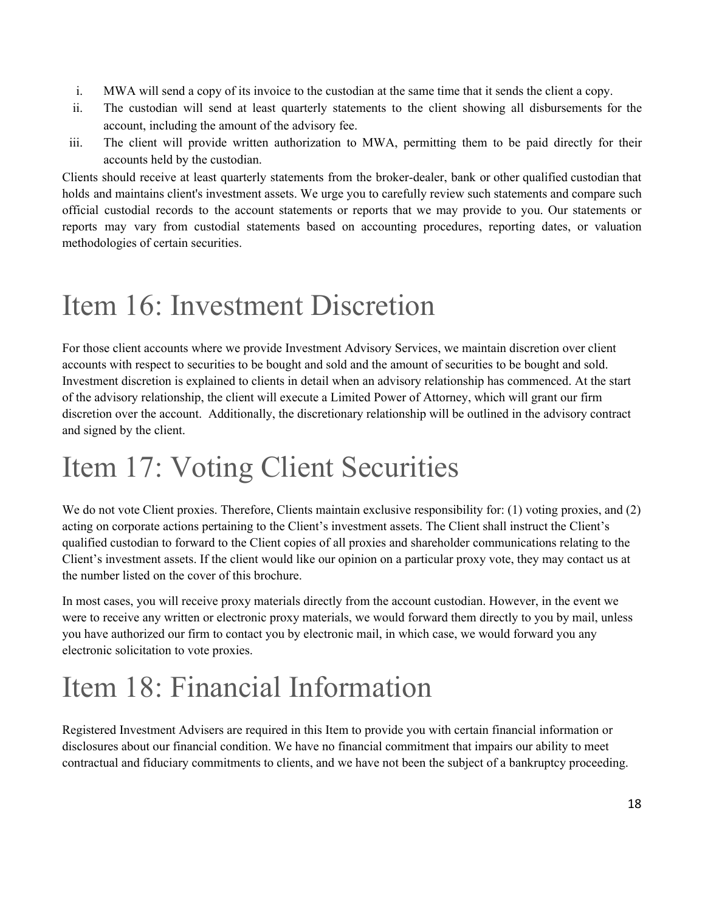i. MWA will send a copy of its invoice to the custodian at the same time that it sends the client a copy.
ii. The custodian will send at least quarterly statements to the client showing all disbursements for the account, including the amount of the advisory fee.
iii. The client will provide written authorization to MWA, permitting them to be paid directly for their accounts held by the custodian.

Clients should receive at least quarterly statements from the broker-dealer, bank or other qualified custodian that holds and maintains client's investment assets. We urge you to carefully review such statements and compare such official custodial records to the account statements or reports that we may provide to you. Our statements or reports may vary from custodial statements based on accounting procedures, reporting dates, or valuation methodologies of certain securities.

# Item 16: Investment Discretion

For those client accounts where we provide Investment Advisory Services, we maintain discretion over client accounts with respect to securities to be bought and sold and the amount of securities to be bought and sold. Investment discretion is explained to clients in detail when an advisory relationship has commenced. At the start of the advisory relationship, the client will execute a Limited Power of Attorney, which will grant our firm discretion over the account. Additionally, the discretionary relationship will be outlined in the advisory contract and signed by the client.

# Item 17: Voting Client Securities

We do not vote Client proxies. Therefore, Clients maintain exclusive responsibility for: (1) voting proxies, and (2) acting on corporate actions pertaining to the Client's investment assets. The Client shall instruct the Client's qualified custodian to forward to the Client copies of all proxies and shareholder communications relating to the Client's investment assets. If the client would like our opinion on a particular proxy vote, they may contact us at the number listed on the cover of this brochure.

In most cases, you will receive proxy materials directly from the account custodian. However, in the event we were to receive any written or electronic proxy materials, we would forward them directly to you by mail, unless you have authorized our firm to contact you by electronic mail, in which case, we would forward you any electronic solicitation to vote proxies.

# Item 18: Financial Information

Registered Investment Advisers are required in this Item to provide you with certain financial information or disclosures about our financial condition. We have no financial commitment that impairs our ability to meet contractual and fiduciary commitments to clients, and we have not been the subject of a bankruptcy proceeding.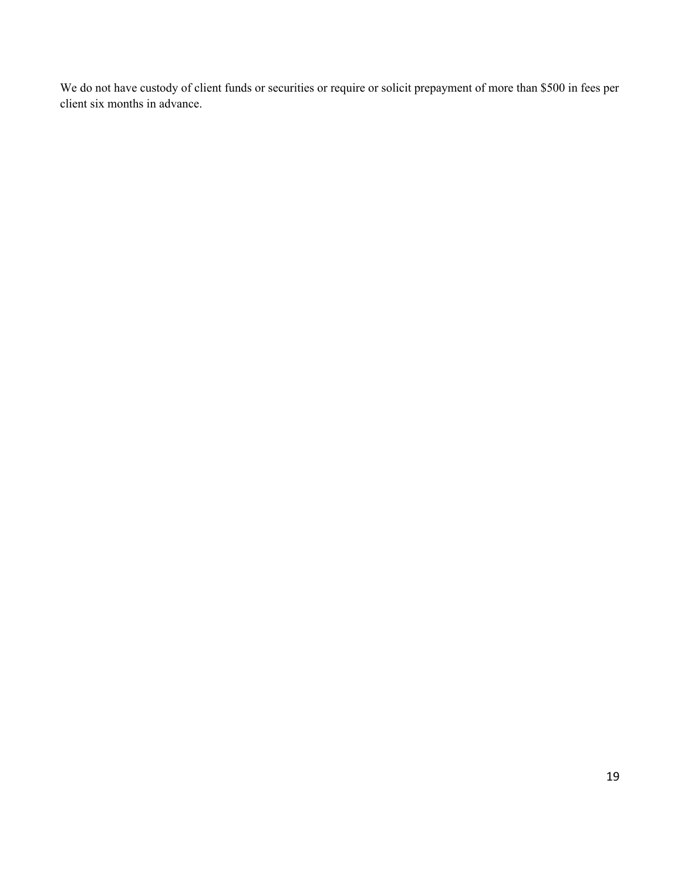We do not have custody of client funds or securities or require or solicit prepayment of more than $500 in fees per client six months in advance.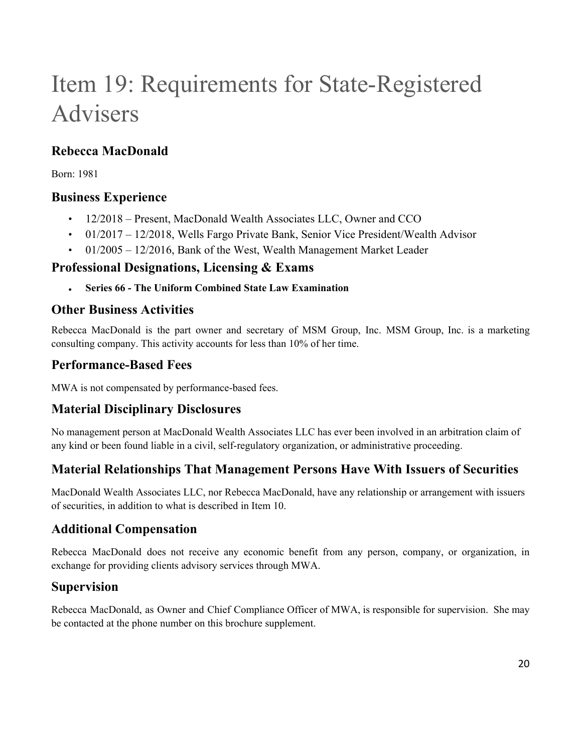# Item 19: Requirements for State-Registered Advisers

## Rebecca MacDonald

Born: 1981

## Business Experience

- 12/2018 – Present, MacDonald Wealth Associates LLC, Owner and CCO
- 01/2017 – 12/2018, Wells Fargo Private Bank, Senior Vice President/Wealth Advisor
- 01/2005 – 12/2016, Bank of the West, Wealth Management Market Leader

## Professional Designations, Licensing & Exams

- **Series 66 - The Uniform Combined State Law Examination**

## Other Business Activities

Rebecca MacDonald is the part owner and secretary of MSM Group, Inc. MSM Group, Inc. is a marketing consulting company. This activity accounts for less than 10% of her time.

## Performance-Based Fees

MWA is not compensated by performance-based fees.

## Material Disciplinary Disclosures

No management person at MacDonald Wealth Associates LLC has ever been involved in an arbitration claim of any kind or been found liable in a civil, self-regulatory organization, or administrative proceeding.

## Material Relationships That Management Persons Have With Issuers of Securities

MacDonald Wealth Associates LLC, nor Rebecca MacDonald, have any relationship or arrangement with issuers of securities, in addition to what is described in Item 10.

## Additional Compensation

Rebecca MacDonald does not receive any economic benefit from any person, company, or organization, in exchange for providing clients advisory services through MWA.

## Supervision

Rebecca MacDonald, as Owner and Chief Compliance Officer of MWA, is responsible for supervision. She may be contacted at the phone number on this brochure supplement.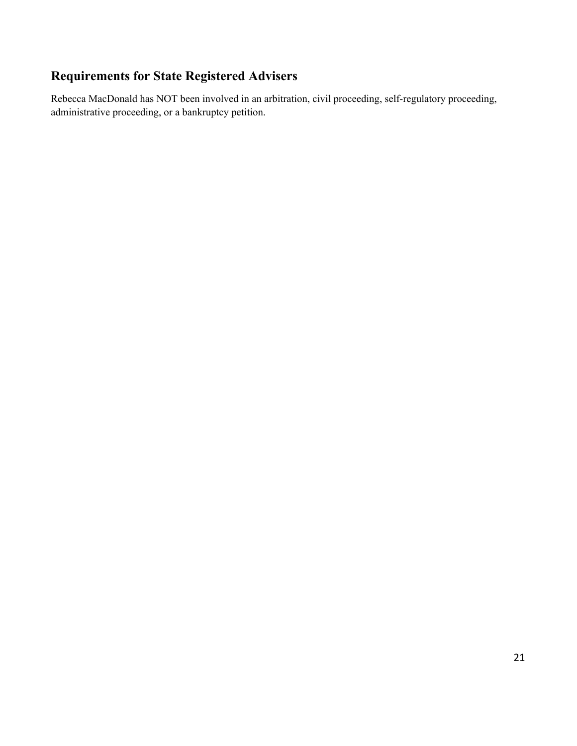## Requirements for State Registered Advisers

Rebecca MacDonald has NOT been involved in an arbitration, civil proceeding, self-regulatory proceeding, administrative proceeding, or a bankruptcy petition.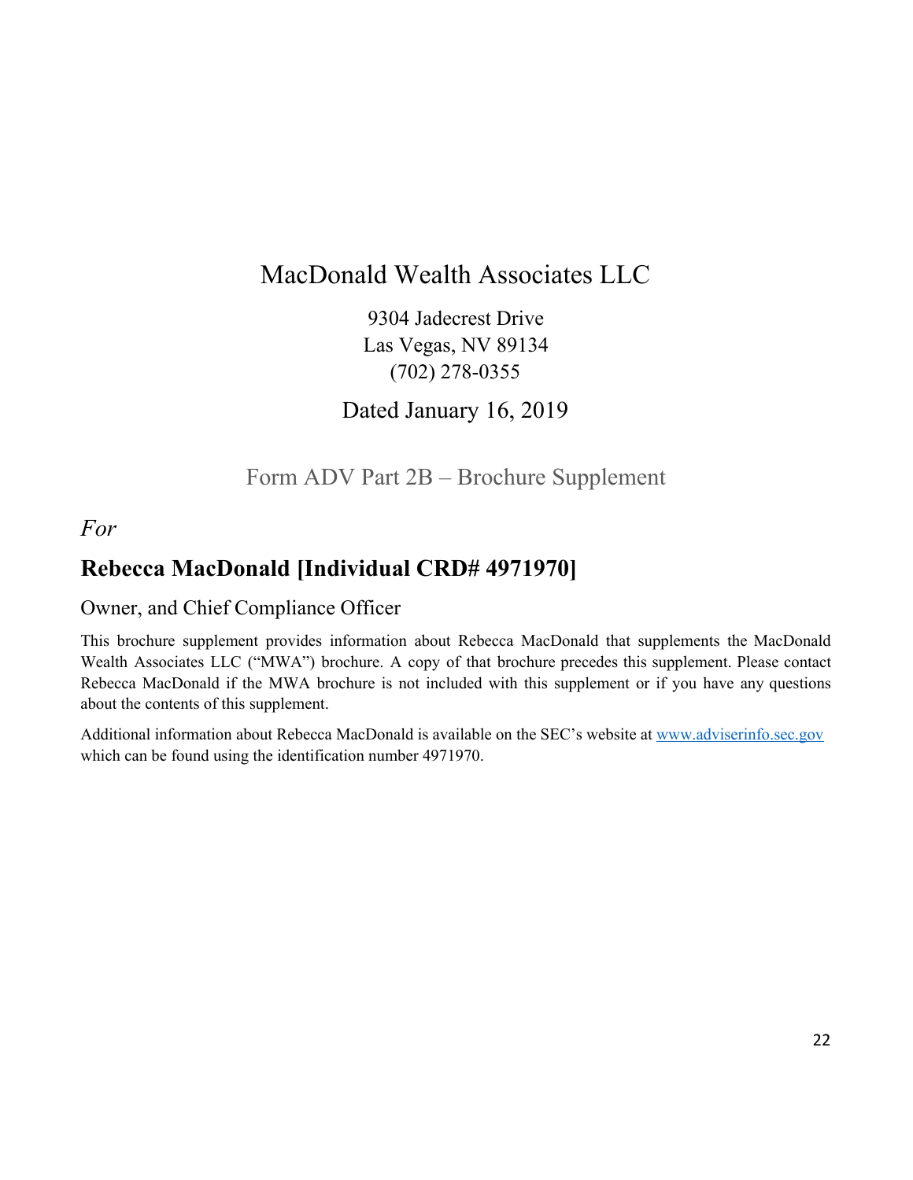# MacDonald Wealth Associates LLC

9304 Jadecrest Drive
Las Vegas, NV 89134
(702) 278-0355

## Dated January 16, 2019

## Form ADV Part 2B – Brochure Supplement

*For*

## **Rebecca MacDonald [Individual CRD# 4971970]**

Owner, and Chief Compliance Officer

This brochure supplement provides information about Rebecca MacDonald that supplements the MacDonald Wealth Associates LLC ("MWA") brochure. A copy of that brochure precedes this supplement. Please contact Rebecca MacDonald if the MWA brochure is not included with this supplement or if you have any questions about the contents of this supplement.

Additional information about Rebecca MacDonald is available on the SEC's website at www.adviserinfo.sec.gov which can be found using the identification number 4971970.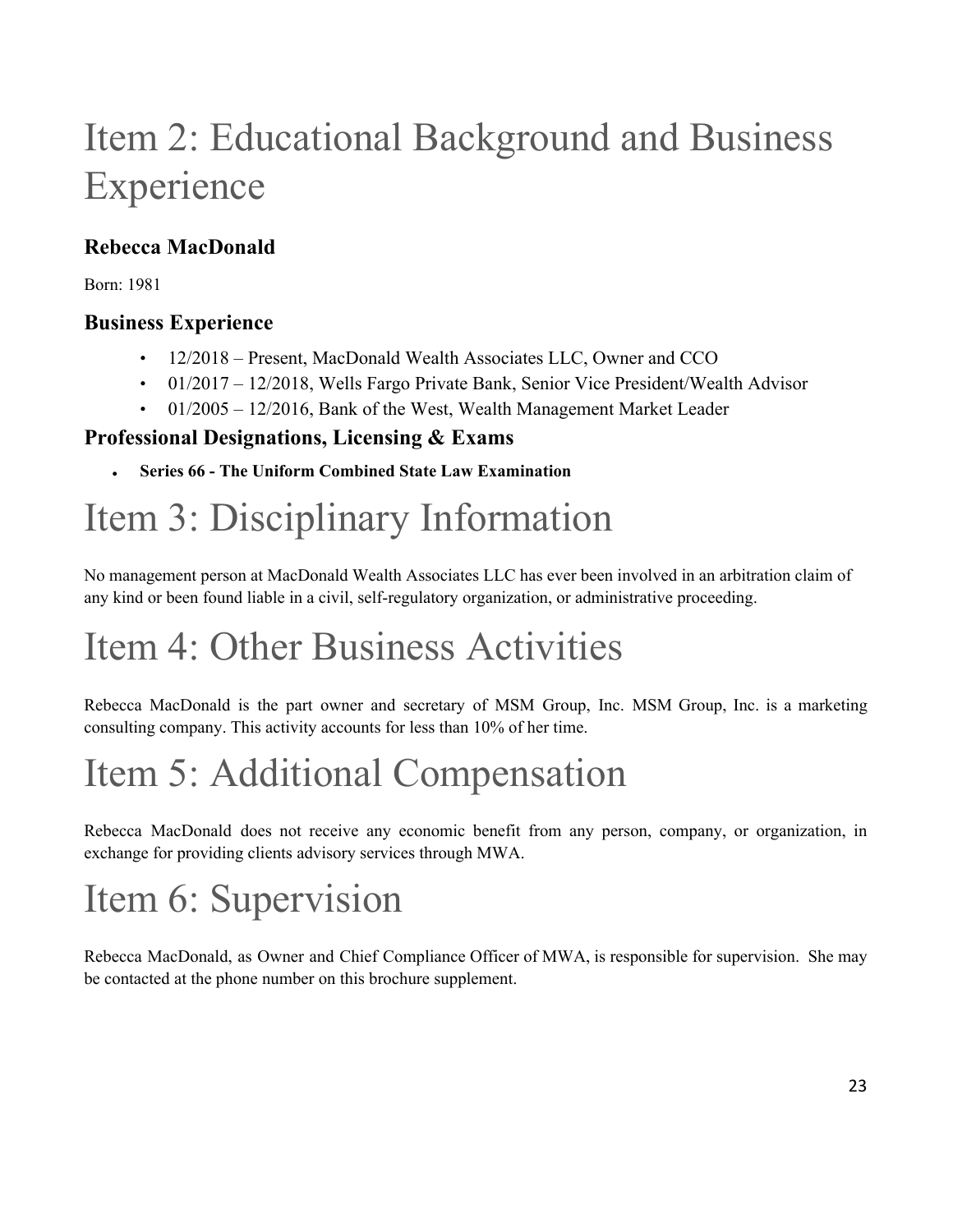# Item 2: Educational Background and Business Experience

### Rebecca MacDonald

Born: 1981

### Business Experience

- 12/2018 – Present, MacDonald Wealth Associates LLC, Owner and CCO
- 01/2017 – 12/2018, Wells Fargo Private Bank, Senior Vice President/Wealth Advisor
- 01/2005 – 12/2016, Bank of the West, Wealth Management Market Leader

### Professional Designations, Licensing & Exams

- **Series 66 - The Uniform Combined State Law Examination**

# Item 3: Disciplinary Information

No management person at MacDonald Wealth Associates LLC has ever been involved in an arbitration claim of any kind or been found liable in a civil, self-regulatory organization, or administrative proceeding.

# Item 4: Other Business Activities

Rebecca MacDonald is the part owner and secretary of MSM Group, Inc. MSM Group, Inc. is a marketing consulting company. This activity accounts for less than 10% of her time.

# Item 5: Additional Compensation

Rebecca MacDonald does not receive any economic benefit from any person, company, or organization, in exchange for providing clients advisory services through MWA.

# Item 6: Supervision

Rebecca MacDonald, as Owner and Chief Compliance Officer of MWA, is responsible for supervision. She may be contacted at the phone number on this brochure supplement.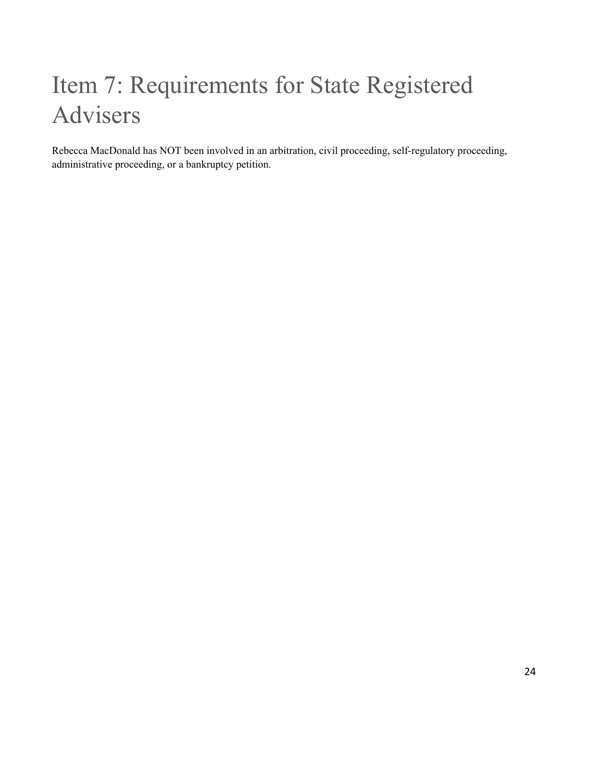# Item 7: Requirements for State Registered Advisers

Rebecca MacDonald has NOT been involved in an arbitration, civil proceeding, self-regulatory proceeding, administrative proceeding, or a bankruptcy petition.